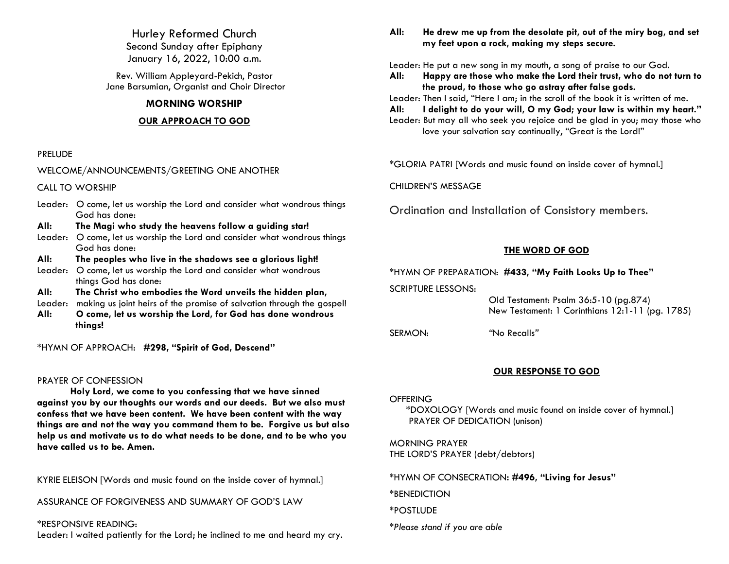# Hurley Reformed Church

Second Sunday after Epiphany
January 16, 2022, 10:00 a.m.

Rev. William Appleyard-Pekich, Pastor
Jane Barsumian, Organist and Choir Director

## MORNING WORSHIP

### OUR APPROACH TO GOD

PRELUDE

WELCOME/ANNOUNCEMENTS/GREETING ONE ANOTHER

CALL TO WORSHIP

Leader: O come, let us worship the Lord and consider what wondrous things God has done:
**All: The Magi who study the heavens follow a guiding star!**
Leader: O come, let us worship the Lord and consider what wondrous things God has done:
**All: The peoples who live in the shadows see a glorious light!**
Leader: O come, let us worship the Lord and consider what wondrous things God has done:
**All: The Christ who embodies the Word unveils the hidden plan,**
Leader: making us joint heirs of the promise of salvation through the gospel!
**All: O come, let us worship the Lord, for God has done wondrous things!**

*HYMN OF APPROACH: **#298, "Spirit of God, Descend"**

PRAYER OF CONFESSION

**Holy Lord, we come to you confessing that we have sinned against you by our thoughts our words and our deeds. But we also must confess that we have been content. We have been content with the way things are and not the way you command them to be. Forgive us but also help us and motivate us to do what needs to be done, and to be who you have called us to be. Amen.**

KYRIE ELEISON [Words and music found on the inside cover of hymnal.]

ASSURANCE OF FORGIVENESS AND SUMMARY OF GOD'S LAW

*RESPONSIVE READING:
Leader: I waited patiently for the Lord; he inclined to me and heard my cry.
**All: He drew me up from the desolate pit, out of the miry bog, and set my feet upon a rock, making my steps secure.**

Leader: He put a new song in my mouth, a song of praise to our God.
**All: Happy are those who make the Lord their trust, who do not turn to the proud, to those who go astray after false gods.**
Leader: Then I said, "Here I am; in the scroll of the book it is written of me.
**All: I delight to do your will, O my God; your law is within my heart."**
Leader: But may all who seek you rejoice and be glad in you; may those who love your salvation say continually, "Great is the Lord!"

*GLORIA PATRI [Words and music found on inside cover of hymnal.]

CHILDREN'S MESSAGE

Ordination and Installation of Consistory members.

### THE WORD OF GOD

*HYMN OF PREPARATION: **#433, "My Faith Looks Up to Thee"**

SCRIPTURE LESSONS:
Old Testament: Psalm 36:5-10 (pg.874)
New Testament: 1 Corinthians 12:1-11 (pg. 1785)

SERMON: "No Recalls"

### OUR RESPONSE TO GOD

OFFERING
*DOXOLOGY [Words and music found on inside cover of hymnal.]
PRAYER OF DEDICATION (unison)

MORNING PRAYER
THE LORD'S PRAYER (debt/debtors)

*HYMN OF CONSECRATION: **#496, "Living for Jesus"**

*BENEDICTION

*POSTLUDE

**Please stand if you are able*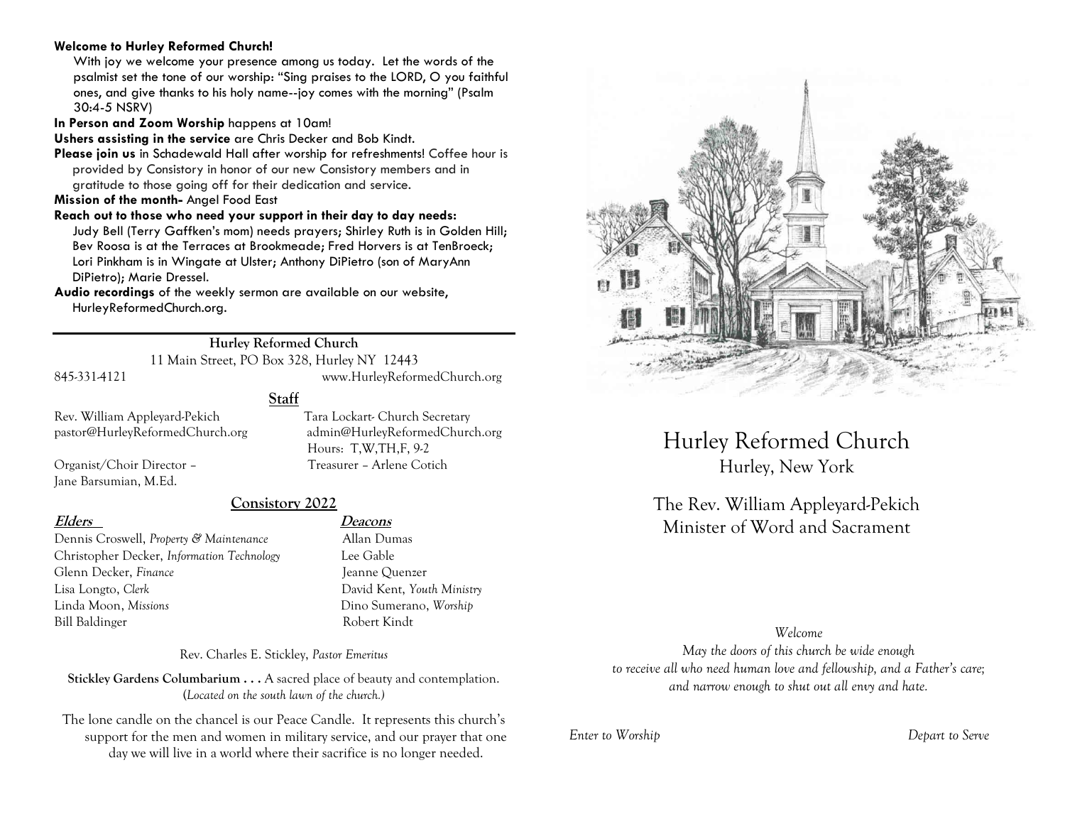**Welcome to Hurley Reformed Church!**

With joy we welcome your presence among us today. Let the words of the psalmist set the tone of our worship: "Sing praises to the LORD, O you faithful ones, and give thanks to his holy name--joy comes with the morning" (Psalm 30:4-5 NSRV)

**In Person and Zoom Worship** happens at 10am!

**Ushers assisting in the service** are Chris Decker and Bob Kindt.

**Please join us** in Schadewald Hall after worship for refreshments! Coffee hour is provided by Consistory in honor of our new Consistory members and in gratitude to those going off for their dedication and service.

**Mission of the month-** Angel Food East

**Reach out to those who need your support in their day to day needs:**
Judy Bell (Terry Gaffken's mom) needs prayers; Shirley Ruth is in Golden Hill; Bev Roosa is at the Terraces at Brookmeade; Fred Horvers is at TenBroeck; Lori Pinkham is in Wingate at Ulster; Anthony DiPietro (son of MaryAnn DiPietro); Marie Dressel.

**Audio recordings** of the weekly sermon are available on our website, HurleyReformedChurch.org.

---

**Hurley Reformed Church**
11 Main Street, PO Box 328, Hurley NY 12443
845-331-4121 www.HurleyReformedChurch.org

**Staff**

Rev. William Appleyard-Pekich
pastor@HurleyReformedChurch.org

Tara Lockart- Church Secretary
admin@HurleyReformedChurch.org
Hours: T,W,TH,F, 9-2

Organist/Choir Director – Jane Barsumian, M.Ed.

Treasurer – Arlene Cotich

**Consistory 2022**

| **Elders** | **Deacons** |
| --- | --- |
| Dennis Croswell, *Property & Maintenance* | Allan Dumas |
| Christopher Decker, *Information Technology* | Lee Gable |
| Glenn Decker, *Finance* | Jeanne Quenzer |
| Lisa Longto, *Clerk* | David Kent, *Youth Ministry* |
| Linda Moon, *Missions* | Dino Sumerano, *Worship* |
| Bill Baldinger | Robert Kindt |

Rev. Charles E. Stickley, *Pastor Emeritus*

**Stickley Gardens Columbarium . . .** A sacred place of beauty and contemplation. (*Located on the south lawn of the church.)*

The lone candle on the chancel is our Peace Candle. It represents this church's support for the men and women in military service, and our prayer that one day we will live in a world where their sacrifice is no longer needed.

# Hurley Reformed Church

Hurley, New York

The Rev. William Appleyard-Pekich
Minister of Word and Sacrament

*Welcome*

*May the doors of this church be wide enough*
*to receive all who need human love and fellowship, and a Father's care;*
*and narrow enough to shut out all envy and hate.*

*Enter to Worship* *Depart to Serve*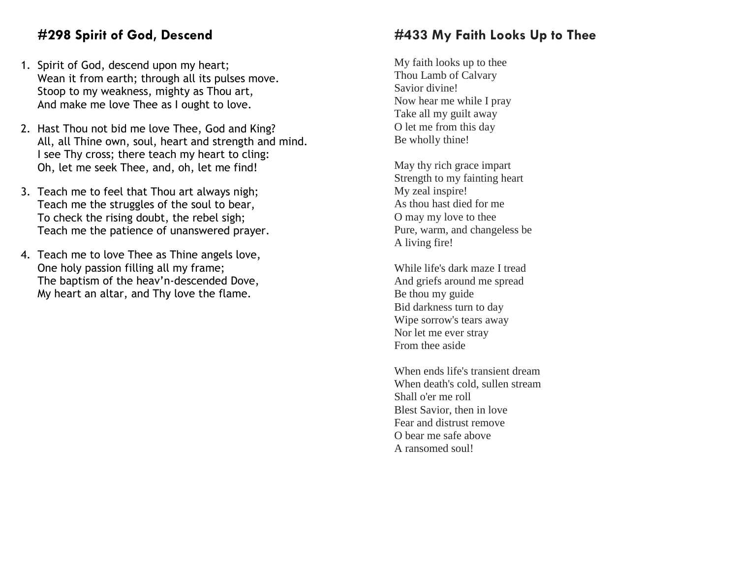## #298 Spirit of God, Descend

1. Spirit of God, descend upon my heart;
   Wean it from earth; through all its pulses move.
   Stoop to my weakness, mighty as Thou art,
   And make me love Thee as I ought to love.

2. Hast Thou not bid me love Thee, God and King?
   All, all Thine own, soul, heart and strength and mind.
   I see Thy cross; there teach my heart to cling:
   Oh, let me seek Thee, and, oh, let me find!

3. Teach me to feel that Thou art always nigh;
   Teach me the struggles of the soul to bear,
   To check the rising doubt, the rebel sigh;
   Teach me the patience of unanswered prayer.

4. Teach me to love Thee as Thine angels love,
   One holy passion filling all my frame;
   The baptism of the heav'n-descended Dove,
   My heart an altar, and Thy love the flame.

## #433 My Faith Looks Up to Thee

My faith looks up to thee
Thou Lamb of Calvary
Savior divine!
Now hear me while I pray
Take all my guilt away
O let me from this day
Be wholly thine!

May thy rich grace impart
Strength to my fainting heart
My zeal inspire!
As thou hast died for me
O may my love to thee
Pure, warm, and changeless be
A living fire!

While life's dark maze I tread
And griefs around me spread
Be thou my guide
Bid darkness turn to day
Wipe sorrow's tears away
Nor let me ever stray
From thee aside

When ends life's transient dream
When death's cold, sullen stream
Shall o'er me roll
Blest Savior, then in love
Fear and distrust remove
O bear me safe above
A ransomed soul!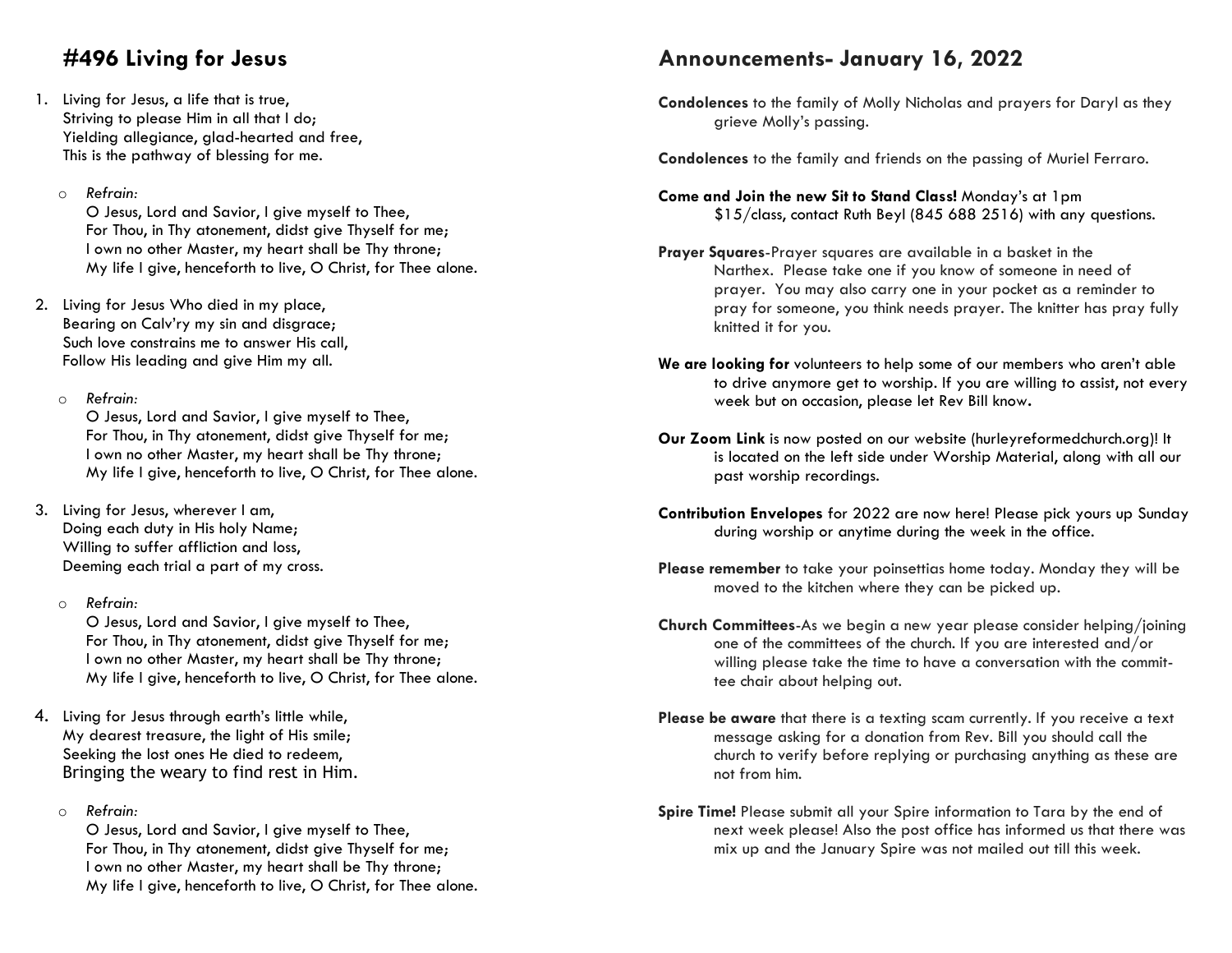## #496 Living for Jesus

1. Living for Jesus, a life that is true,
   Striving to please Him in all that I do;
   Yielding allegiance, glad-hearted and free,
   This is the pathway of blessing for me.

   - *Refrain:*
     O Jesus, Lord and Savior, I give myself to Thee,
     For Thou, in Thy atonement, didst give Thyself for me;
     I own no other Master, my heart shall be Thy throne;
     My life I give, henceforth to live, O Christ, for Thee alone.

2. Living for Jesus Who died in my place,
   Bearing on Calv'ry my sin and disgrace;
   Such love constrains me to answer His call,
   Follow His leading and give Him my all.

   - *Refrain:*
     O Jesus, Lord and Savior, I give myself to Thee,
     For Thou, in Thy atonement, didst give Thyself for me;
     I own no other Master, my heart shall be Thy throne;
     My life I give, henceforth to live, O Christ, for Thee alone.

3. Living for Jesus, wherever I am,
   Doing each duty in His holy Name;
   Willing to suffer affliction and loss,
   Deeming each trial a part of my cross.

   - *Refrain:*
     O Jesus, Lord and Savior, I give myself to Thee,
     For Thou, in Thy atonement, didst give Thyself for me;
     I own no other Master, my heart shall be Thy throne;
     My life I give, henceforth to live, O Christ, for Thee alone.

4. Living for Jesus through earth's little while,
   My dearest treasure, the light of His smile;
   Seeking the lost ones He died to redeem,
   Bringing the weary to find rest in Him.

   - *Refrain:*
     O Jesus, Lord and Savior, I give myself to Thee,
     For Thou, in Thy atonement, didst give Thyself for me;
     I own no other Master, my heart shall be Thy throne;
     My life I give, henceforth to live, O Christ, for Thee alone.

## Announcements- January 16, 2022

**Condolences** to the family of Molly Nicholas and prayers for Daryl as they grieve Molly's passing.

**Condolences** to the family and friends on the passing of Muriel Ferraro.

**Come and Join the new Sit to Stand Class!** Monday's at 1pm $15/class, contact Ruth Beyl (845 688 2516) with any questions.

**Prayer Squares**-Prayer squares are available in a basket in the Narthex. Please take one if you know of someone in need of prayer. You may also carry one in your pocket as a reminder to pray for someone, you think needs prayer. The knitter has pray fully knitted it for you.

**We are looking for** volunteers to help some of our members who aren't able to drive anymore get to worship. If you are willing to assist, not every week but on occasion, please let Rev Bill know.

**Our Zoom Link** is now posted on our website (hurleyreformedchurch.org)! It is located on the left side under Worship Material, along with all our past worship recordings.

**Contribution Envelopes** for 2022 are now here! Please pick yours up Sunday during worship or anytime during the week in the office.

**Please remember** to take your poinsettias home today. Monday they will be moved to the kitchen where they can be picked up.

**Church Committees**-As we begin a new year please consider helping/joining one of the committees of the church. If you are interested and/or willing please take the time to have a conversation with the committee chair about helping out.

**Please be aware** that there is a texting scam currently. If you receive a text message asking for a donation from Rev. Bill you should call the church to verify before replying or purchasing anything as these are not from him.

**Spire Time!** Please submit all your Spire information to Tara by the end of next week please! Also the post office has informed us that there was mix up and the January Spire was not mailed out till this week.